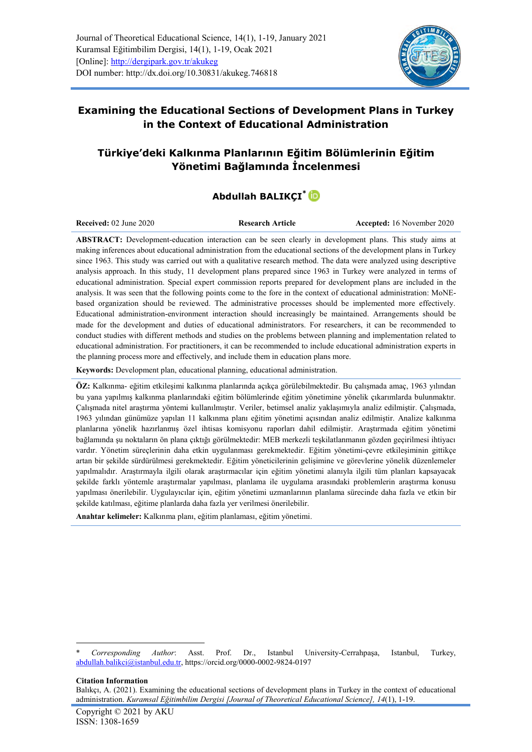Journal of Theoretical Educational Science, 14(1), 1-19, January 2021
Kuramsal Eğitimbilim Dergisi, 14(1), 1-19, Ocak 2021
[Online]: http://dergipark.gov.tr/akukeg
DOI number: http://dx.doi.org/10.30831/akukeg.746818

# Examining the Educational Sections of Development Plans in Turkey in the Context of Educational Administration

# Türkiye'deki Kalkınma Planlarının Eğitim Bölümlerinin Eğitim Yönetimi Bağlamında İncelenmesi

**Abdullah BALIKÇI**[*]

**Received:** 02 June 2020 | **Research Article** | **Accepted:** 16 November 2020

**ABSTRACT:** Development-education interaction can be seen clearly in development plans. This study aims at making inferences about educational administration from the educational sections of the development plans in Turkey since 1963. This study was carried out with a qualitative research method. The data were analyzed using descriptive analysis approach. In this study, 11 development plans prepared since 1963 in Turkey were analyzed in terms of educational administration. Special expert commission reports prepared for development plans are included in the analysis. It was seen that the following points come to the fore in the context of educational administration: MoNE-based organization should be reviewed. The administrative processes should be implemented more effectively. Educational administration-environment interaction should increasingly be maintained. Arrangements should be made for the development and duties of educational administrators. For researchers, it can be recommended to conduct studies with different methods and studies on the problems between planning and implementation related to educational administration. For practitioners, it can be recommended to include educational administration experts in the planning process more and effectively, and include them in education plans more.

**Keywords:** Development plan, educational planning, educational administration.

**ÖZ:** Kalkınma- eğitim etkileşimi kalkınma planlarında açıkça görülebilmektedir. Bu çalışmada amaç, 1963 yılından bu yana yapılmış kalkınma planlarındaki eğitim bölümlerinde eğitim yönetimine yönelik çıkarımlarda bulunmaktır. Çalışmada nitel araştırma yöntemi kullanılmıştır. Veriler, betimsel analiz yaklaşımıyla analiz edilmiştir. Çalışmada, 1963 yılından günümüze yapılan 11 kalkınma planı eğitim yönetimi açısından analiz edilmiştir. Analize kalkınma planlarına yönelik hazırlanmış özel ihtisas komisyonu raporları dahil edilmiştir. Araştırmada eğitim yönetimi bağlamında şu noktaların ön plana çıktığı görülmektedir: MEB merkezli teşkilatlanmanın gözden geçirilmesi ihtiyacı vardır. Yönetim süreçlerinin daha etkin uygulanması gerekmektedir. Eğitim yönetimi-çevre etkileşiminin gittikçe artan bir şekilde sürdürülmesi gerekmektedir. Eğitim yöneticilerinin gelişimine ve görevlerine yönelik düzenlemeler yapılmalıdır. Araştırmayla ilgili olarak araştırmacılar için eğitim yönetimi alanıyla ilgili tüm planları kapsayacak şekilde farklı yöntemle araştırmalar yapılması, planlama ile uygulama arasındaki problemlerin araştırma konusu yapılması önerilebilir. Uygulayıcılar için, eğitim yönetimi uzmanlarının planlama sürecinde daha fazla ve etkin bir şekilde katılması, eğitime planlarda daha fazla yer verilmesi önerilebilir.

**Anahtar kelimeler:** Kalkınma planı, eğitim planlaması, eğitim yönetimi.

---

[*] *Corresponding Author*: Asst. Prof. Dr., Istanbul University-Cerrahpaşa, Istanbul, Turkey, abdullah.balikci@istanbul.edu.tr, https://orcid.org/0000-0002-9824-0197

**Citation Information**

Balıkçı, A. (2021). Examining the educational sections of development plans in Turkey in the context of educational administration. *Kuramsal Eğitimbilim Dergisi [Journal of Theoretical Educational Science], 14*(1), 1-19.

Copyright © 2021 by AKU
ISSN: 1308-1659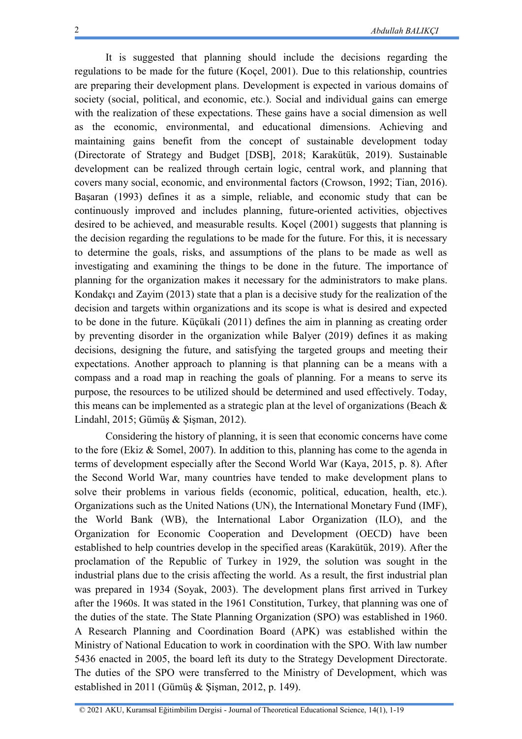It is suggested that planning should include the decisions regarding the regulations to be made for the future (Koçel, 2001). Due to this relationship, countries are preparing their development plans. Development is expected in various domains of society (social, political, and economic, etc.). Social and individual gains can emerge with the realization of these expectations. These gains have a social dimension as well as the economic, environmental, and educational dimensions. Achieving and maintaining gains benefit from the concept of sustainable development today (Directorate of Strategy and Budget [DSB], 2018; Karakütük, 2019). Sustainable development can be realized through certain logic, central work, and planning that covers many social, economic, and environmental factors (Crowson, 1992; Tian, 2016). Başaran (1993) defines it as a simple, reliable, and economic study that can be continuously improved and includes planning, future-oriented activities, objectives desired to be achieved, and measurable results. Koçel (2001) suggests that planning is the decision regarding the regulations to be made for the future. For this, it is necessary to determine the goals, risks, and assumptions of the plans to be made as well as investigating and examining the things to be done in the future. The importance of planning for the organization makes it necessary for the administrators to make plans. Kondakçı and Zayim (2013) state that a plan is a decisive study for the realization of the decision and targets within organizations and its scope is what is desired and expected to be done in the future. Küçükali (2011) defines the aim in planning as creating order by preventing disorder in the organization while Balyer (2019) defines it as making decisions, designing the future, and satisfying the targeted groups and meeting their expectations. Another approach to planning is that planning can be a means with a compass and a road map in reaching the goals of planning. For a means to serve its purpose, the resources to be utilized should be determined and used effectively. Today, this means can be implemented as a strategic plan at the level of organizations (Beach & Lindahl, 2015; Gümüş & Şişman, 2012).

Considering the history of planning, it is seen that economic concerns have come to the fore (Ekiz & Somel, 2007). In addition to this, planning has come to the agenda in terms of development especially after the Second World War (Kaya, 2015, p. 8). After the Second World War, many countries have tended to make development plans to solve their problems in various fields (economic, political, education, health, etc.). Organizations such as the United Nations (UN), the International Monetary Fund (IMF), the World Bank (WB), the International Labor Organization (ILO), and the Organization for Economic Cooperation and Development (OECD) have been established to help countries develop in the specified areas (Karakütük, 2019). After the proclamation of the Republic of Turkey in 1929, the solution was sought in the industrial plans due to the crisis affecting the world. As a result, the first industrial plan was prepared in 1934 (Soyak, 2003). The development plans first arrived in Turkey after the 1960s. It was stated in the 1961 Constitution, Turkey, that planning was one of the duties of the state. The State Planning Organization (SPO) was established in 1960. A Research Planning and Coordination Board (APK) was established within the Ministry of National Education to work in coordination with the SPO. With law number 5436 enacted in 2005, the board left its duty to the Strategy Development Directorate. The duties of the SPO were transferred to the Ministry of Development, which was established in 2011 (Gümüş & Şişman, 2012, p. 149).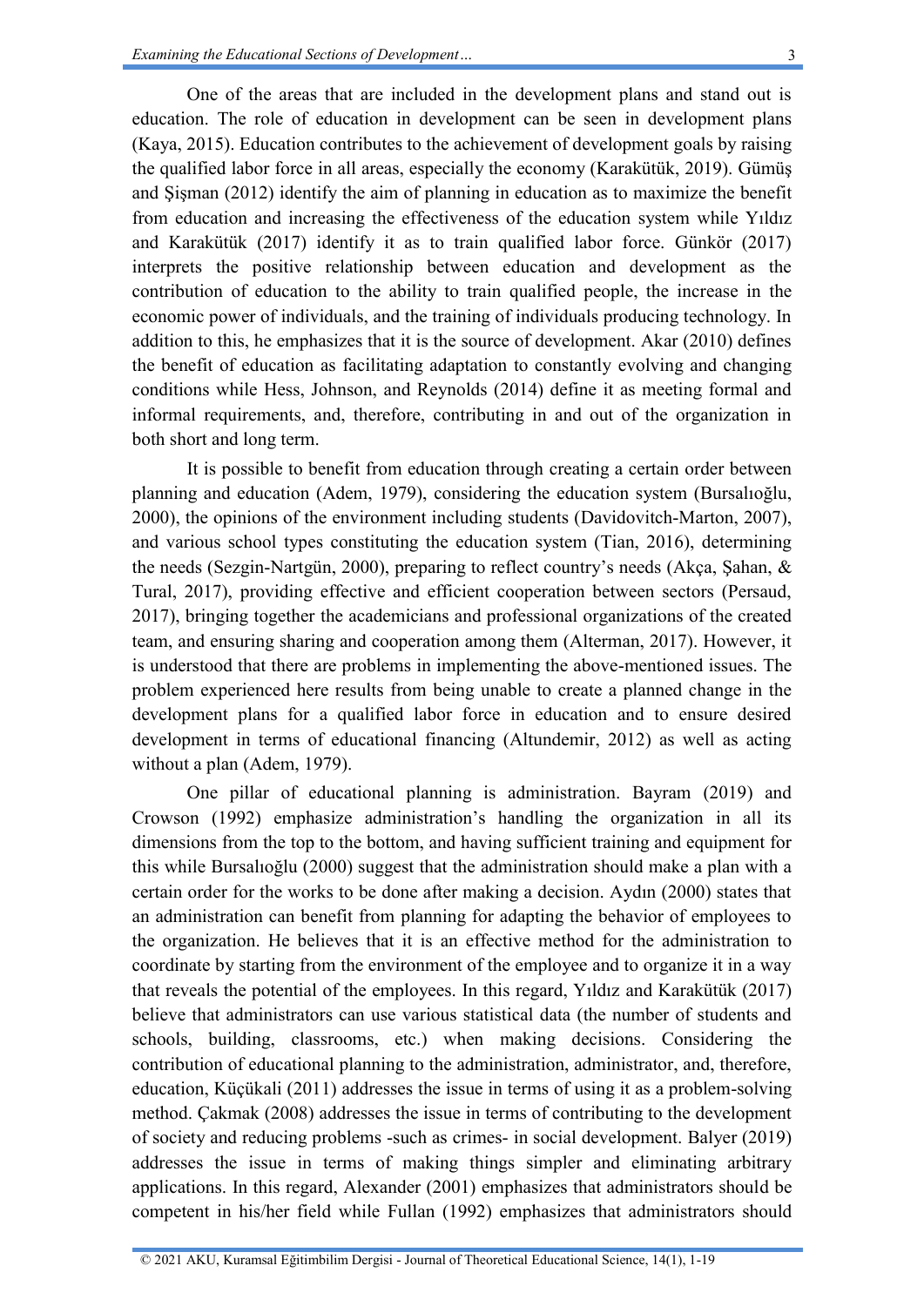One of the areas that are included in the development plans and stand out is education. The role of education in development can be seen in development plans (Kaya, 2015). Education contributes to the achievement of development goals by raising the qualified labor force in all areas, especially the economy (Karakütük, 2019). Gümüş and Şişman (2012) identify the aim of planning in education as to maximize the benefit from education and increasing the effectiveness of the education system while Yıldız and Karakütük (2017) identify it as to train qualified labor force. Günkör (2017) interprets the positive relationship between education and development as the contribution of education to the ability to train qualified people, the increase in the economic power of individuals, and the training of individuals producing technology. In addition to this, he emphasizes that it is the source of development. Akar (2010) defines the benefit of education as facilitating adaptation to constantly evolving and changing conditions while Hess, Johnson, and Reynolds (2014) define it as meeting formal and informal requirements, and, therefore, contributing in and out of the organization in both short and long term.

It is possible to benefit from education through creating a certain order between planning and education (Adem, 1979), considering the education system (Bursalıoğlu, 2000), the opinions of the environment including students (Davidovitch-Marton, 2007), and various school types constituting the education system (Tian, 2016), determining the needs (Sezgin-Nartgün, 2000), preparing to reflect country's needs (Akça, Şahan, & Tural, 2017), providing effective and efficient cooperation between sectors (Persaud, 2017), bringing together the academicians and professional organizations of the created team, and ensuring sharing and cooperation among them (Alterman, 2017). However, it is understood that there are problems in implementing the above-mentioned issues. The problem experienced here results from being unable to create a planned change in the development plans for a qualified labor force in education and to ensure desired development in terms of educational financing (Altundemir, 2012) as well as acting without a plan (Adem, 1979).

One pillar of educational planning is administration. Bayram (2019) and Crowson (1992) emphasize administration's handling the organization in all its dimensions from the top to the bottom, and having sufficient training and equipment for this while Bursalıoğlu (2000) suggest that the administration should make a plan with a certain order for the works to be done after making a decision. Aydın (2000) states that an administration can benefit from planning for adapting the behavior of employees to the organization. He believes that it is an effective method for the administration to coordinate by starting from the environment of the employee and to organize it in a way that reveals the potential of the employees. In this regard, Yıldız and Karakütük (2017) believe that administrators can use various statistical data (the number of students and schools, building, classrooms, etc.) when making decisions. Considering the contribution of educational planning to the administration, administrator, and, therefore, education, Küçükali (2011) addresses the issue in terms of using it as a problem-solving method. Çakmak (2008) addresses the issue in terms of contributing to the development of society and reducing problems -such as crimes- in social development. Balyer (2019) addresses the issue in terms of making things simpler and eliminating arbitrary applications. In this regard, Alexander (2001) emphasizes that administrators should be competent in his/her field while Fullan (1992) emphasizes that administrators should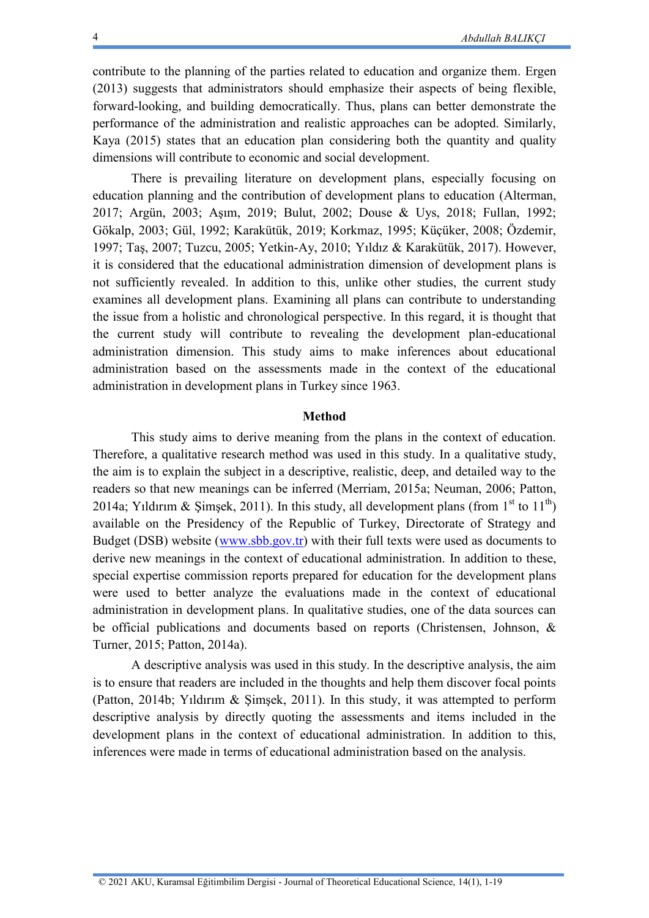contribute to the planning of the parties related to education and organize them. Ergen (2013) suggests that administrators should emphasize their aspects of being flexible, forward-looking, and building democratically. Thus, plans can better demonstrate the performance of the administration and realistic approaches can be adopted. Similarly, Kaya (2015) states that an education plan considering both the quantity and quality dimensions will contribute to economic and social development.

There is prevailing literature on development plans, especially focusing on education planning and the contribution of development plans to education (Alterman, 2017; Argün, 2003; Aşım, 2019; Bulut, 2002; Douse & Uys, 2018; Fullan, 1992; Gökalp, 2003; Gül, 1992; Karakütük, 2019; Korkmaz, 1995; Küçüker, 2008; Özdemir, 1997; Taş, 2007; Tuzcu, 2005; Yetkin-Ay, 2010; Yıldız & Karakütük, 2017). However, it is considered that the educational administration dimension of development plans is not sufficiently revealed. In addition to this, unlike other studies, the current study examines all development plans. Examining all plans can contribute to understanding the issue from a holistic and chronological perspective. In this regard, it is thought that the current study will contribute to revealing the development plan-educational administration dimension. This study aims to make inferences about educational administration based on the assessments made in the context of the educational administration in development plans in Turkey since 1963.

## Method

This study aims to derive meaning from the plans in the context of education. Therefore, a qualitative research method was used in this study. In a qualitative study, the aim is to explain the subject in a descriptive, realistic, deep, and detailed way to the readers so that new meanings can be inferred (Merriam, 2015a; Neuman, 2006; Patton, 2014a; Yıldırım & Şimşek, 2011). In this study, all development plans (from 1st to 11th) available on the Presidency of the Republic of Turkey, Directorate of Strategy and Budget (DSB) website (www.sbb.gov.tr) with their full texts were used as documents to derive new meanings in the context of educational administration. In addition to these, special expertise commission reports prepared for education for the development plans were used to better analyze the evaluations made in the context of educational administration in development plans. In qualitative studies, one of the data sources can be official publications and documents based on reports (Christensen, Johnson, & Turner, 2015; Patton, 2014a).

A descriptive analysis was used in this study. In the descriptive analysis, the aim is to ensure that readers are included in the thoughts and help them discover focal points (Patton, 2014b; Yıldırım & Şimşek, 2011). In this study, it was attempted to perform descriptive analysis by directly quoting the assessments and items included in the development plans in the context of educational administration. In addition to this, inferences were made in terms of educational administration based on the analysis.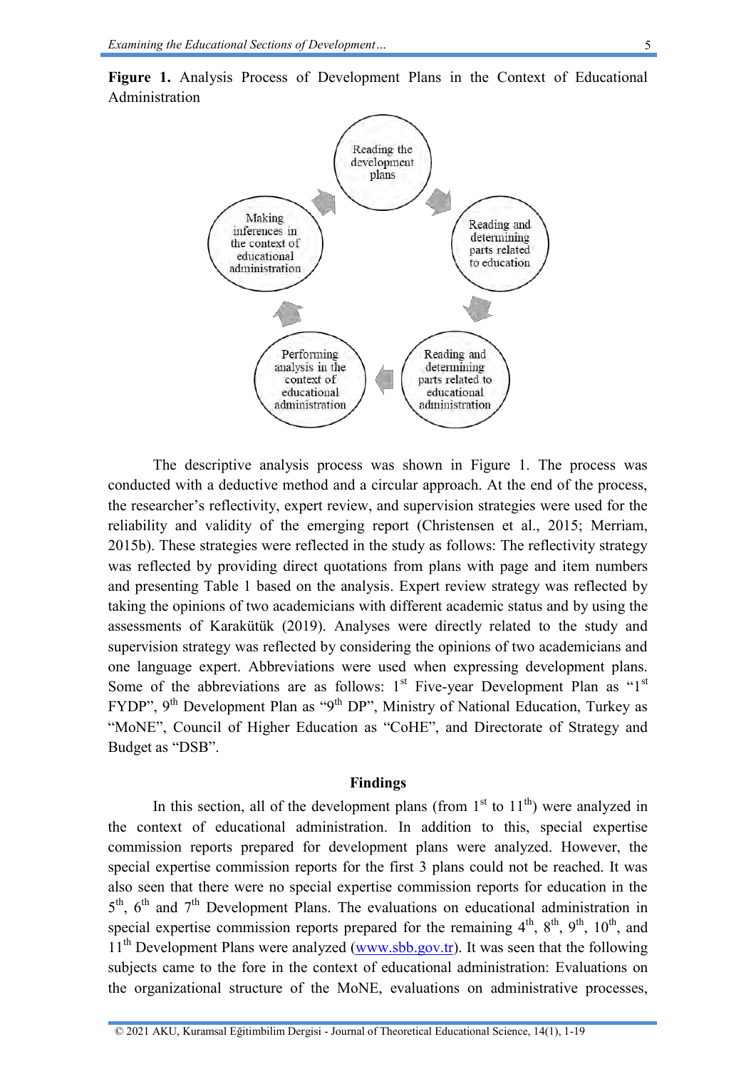**Figure 1.** Analysis Process of Development Plans in the Context of Educational Administration

Reading the development plans → Reading and determining parts related to education → Reading and determining parts related to educational administration → Performing analysis in the context of educational administration → Making inferences in the context of educational administration

The descriptive analysis process was shown in Figure 1. The process was conducted with a deductive method and a circular approach. At the end of the process, the researcher's reflectivity, expert review, and supervision strategies were used for the reliability and validity of the emerging report (Christensen et al., 2015; Merriam, 2015b). These strategies were reflected in the study as follows: The reflectivity strategy was reflected by providing direct quotations from plans with page and item numbers and presenting Table 1 based on the analysis. Expert review strategy was reflected by taking the opinions of two academicians with different academic status and by using the assessments of Karakütük (2019). Analyses were directly related to the study and supervision strategy was reflected by considering the opinions of two academicians and one language expert. Abbreviations were used when expressing development plans. Some of the abbreviations are as follows: 1st Five-year Development Plan as "1st FYDP", 9th Development Plan as "9th DP", Ministry of National Education, Turkey as "MoNE", Council of Higher Education as "CoHE", and Directorate of Strategy and Budget as "DSB".

## Findings

In this section, all of the development plans (from 1st to 11th) were analyzed in the context of educational administration. In addition to this, special expertise commission reports prepared for development plans were analyzed. However, the special expertise commission reports for the first 3 plans could not be reached. It was also seen that there were no special expertise commission reports for education in the 5th, 6th and 7th Development Plans. The evaluations on educational administration in special expertise commission reports prepared for the remaining 4th, 8th, 9th, 10th, and 11th Development Plans were analyzed (www.sbb.gov.tr). It was seen that the following subjects came to the fore in the context of educational administration: Evaluations on the organizational structure of the MoNE, evaluations on administrative processes,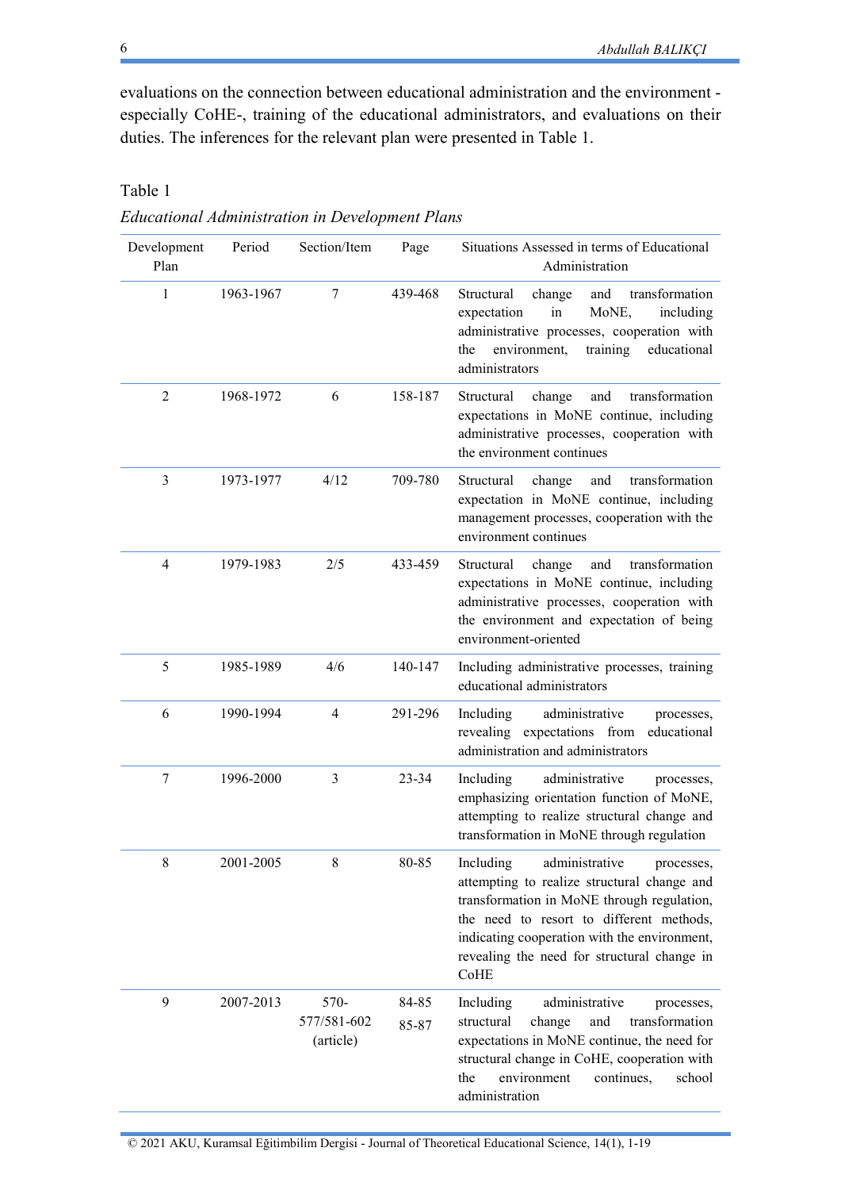evaluations on the connection between educational administration and the environment - especially CoHE-, training of the educational administrators, and evaluations on their duties. The inferences for the relevant plan were presented in Table 1.

Table 1

*Educational Administration in Development Plans*

| Development Plan | Period | Section/Item | Page | Situations Assessed in terms of Educational Administration |
|---|---|---|---|---|
| 1 | 1963-1967 | 7 | 439-468 | Structural change and transformation expectation in MoNE, including administrative processes, cooperation with the environment, training educational administrators |
| 2 | 1968-1972 | 6 | 158-187 | Structural change and transformation expectations in MoNE continue, including administrative processes, cooperation with the environment continues |
| 3 | 1973-1977 | 4/12 | 709-780 | Structural change and transformation expectation in MoNE continue, including management processes, cooperation with the environment continues |
| 4 | 1979-1983 | 2/5 | 433-459 | Structural change and transformation expectations in MoNE continue, including administrative processes, cooperation with the environment and expectation of being environment-oriented |
| 5 | 1985-1989 | 4/6 | 140-147 | Including administrative processes, training educational administrators |
| 6 | 1990-1994 | 4 | 291-296 | Including administrative processes, revealing expectations from educational administration and administrators |
| 7 | 1996-2000 | 3 | 23-34 | Including administrative processes, emphasizing orientation function of MoNE, attempting to realize structural change and transformation in MoNE through regulation |
| 8 | 2001-2005 | 8 | 80-85 | Including administrative processes, attempting to realize structural change and transformation in MoNE through regulation, the need to resort to different methods, indicating cooperation with the environment, revealing the need for structural change in CoHE |
| 9 | 2007-2013 | 570-577/581-602 (article) | 84-85 85-87 | Including administrative processes, structural change and transformation expectations in MoNE continue, the need for structural change in CoHE, cooperation with the environment continues, school administration |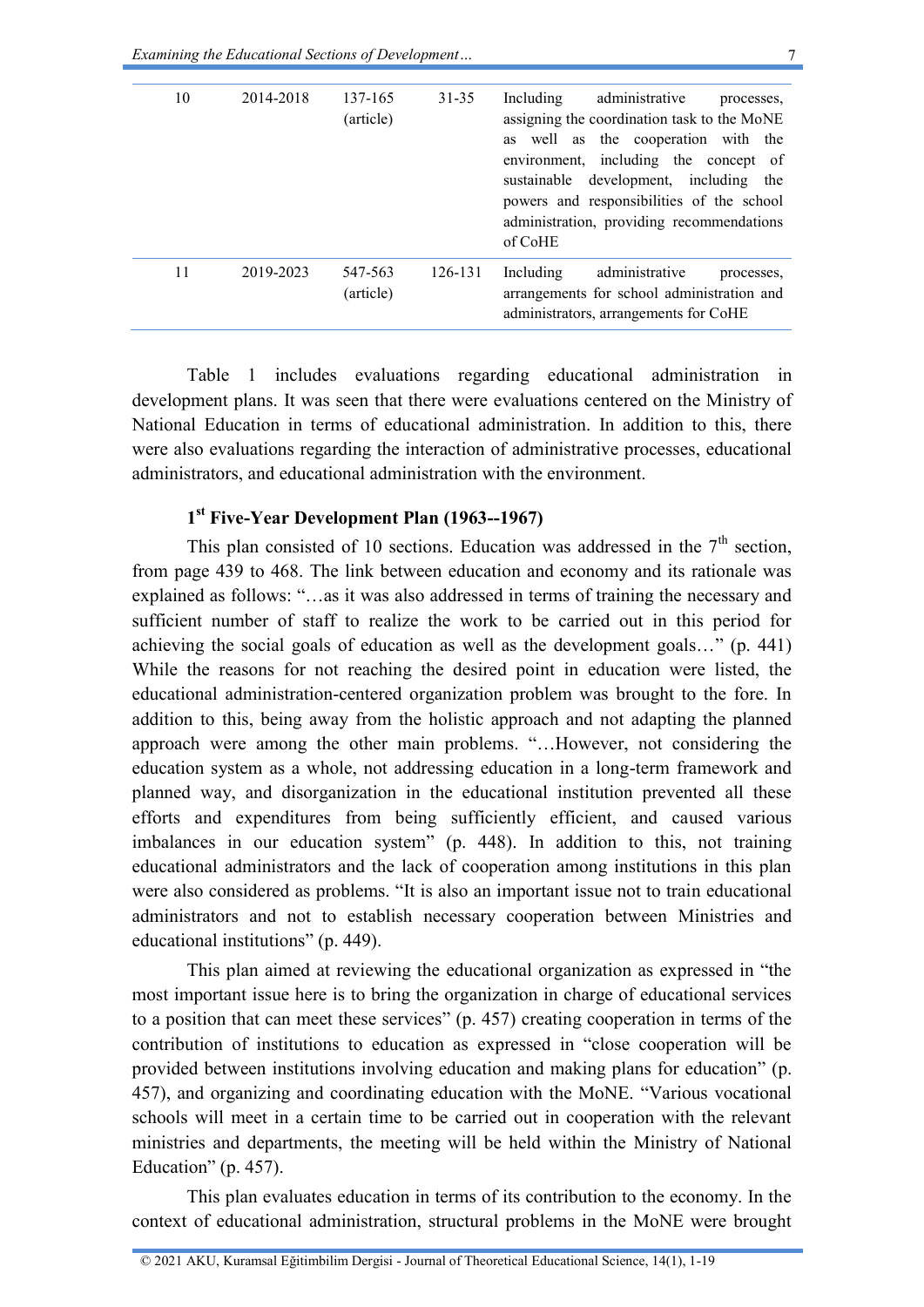| | | | | |
|---|---|---|---|---|
| 10 | 2014-2018 | 137-165 (article) | 31-35 | Including administrative processes, assigning the coordination task to the MoNE as well as the cooperation with the environment, including the concept of sustainable development, including the powers and responsibilities of the school administration, providing recommendations of CoHE |
| 11 | 2019-2023 | 547-563 (article) | 126-131 | Including administrative processes, arrangements for school administration and administrators, arrangements for CoHE |

Table 1 includes evaluations regarding educational administration in development plans. It was seen that there were evaluations centered on the Ministry of National Education in terms of educational administration. In addition to this, there were also evaluations regarding the interaction of administrative processes, educational administrators, and educational administration with the environment.

### 1st Five-Year Development Plan (1963--1967)

This plan consisted of 10 sections. Education was addressed in the 7th section, from page 439 to 468. The link between education and economy and its rationale was explained as follows: "…as it was also addressed in terms of training the necessary and sufficient number of staff to realize the work to be carried out in this period for achieving the social goals of education as well as the development goals…" (p. 441) While the reasons for not reaching the desired point in education were listed, the educational administration-centered organization problem was brought to the fore. In addition to this, being away from the holistic approach and not adapting the planned approach were among the other main problems. "…However, not considering the education system as a whole, not addressing education in a long-term framework and planned way, and disorganization in the educational institution prevented all these efforts and expenditures from being sufficiently efficient, and caused various imbalances in our education system" (p. 448). In addition to this, not training educational administrators and the lack of cooperation among institutions in this plan were also considered as problems. "It is also an important issue not to train educational administrators and not to establish necessary cooperation between Ministries and educational institutions" (p. 449).

This plan aimed at reviewing the educational organization as expressed in "the most important issue here is to bring the organization in charge of educational services to a position that can meet these services" (p. 457) creating cooperation in terms of the contribution of institutions to education as expressed in "close cooperation will be provided between institutions involving education and making plans for education" (p. 457), and organizing and coordinating education with the MoNE. "Various vocational schools will meet in a certain time to be carried out in cooperation with the relevant ministries and departments, the meeting will be held within the Ministry of National Education" (p. 457).

This plan evaluates education in terms of its contribution to the economy. In the context of educational administration, structural problems in the MoNE were brought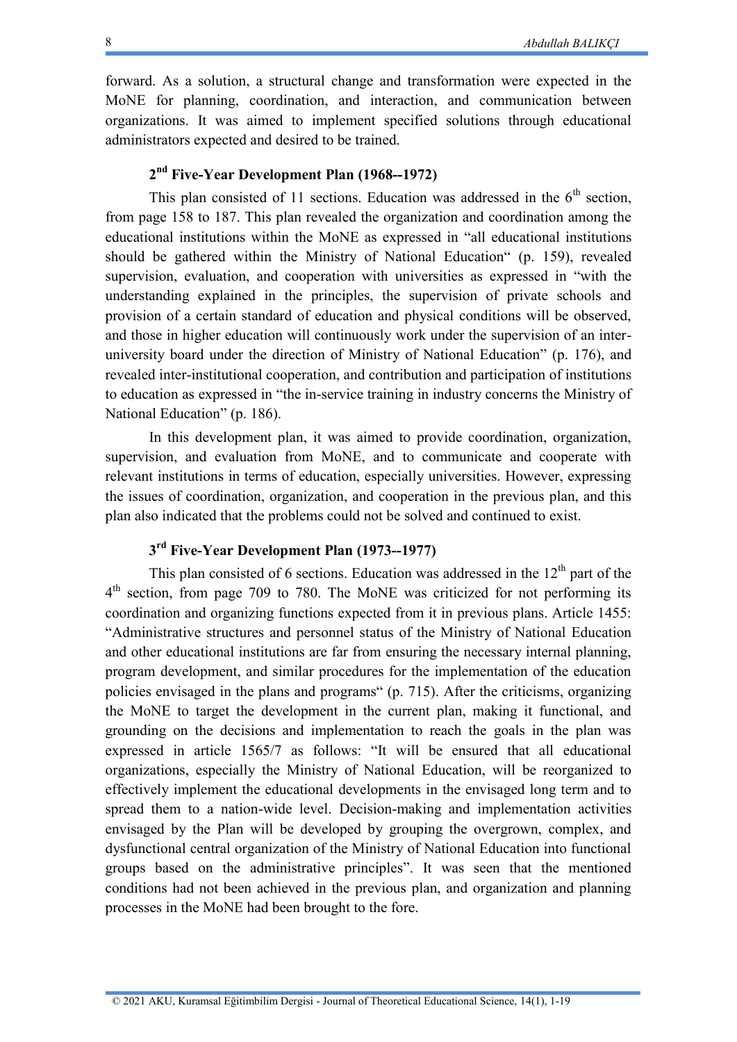forward. As a solution, a structural change and transformation were expected in the MoNE for planning, coordination, and interaction, and communication between organizations. It was aimed to implement specified solutions through educational administrators expected and desired to be trained.

### 2nd Five-Year Development Plan (1968--1972)

This plan consisted of 11 sections. Education was addressed in the 6th section, from page 158 to 187. This plan revealed the organization and coordination among the educational institutions within the MoNE as expressed in "all educational institutions should be gathered within the Ministry of National Education" (p. 159), revealed supervision, evaluation, and cooperation with universities as expressed in "with the understanding explained in the principles, the supervision of private schools and provision of a certain standard of education and physical conditions will be observed, and those in higher education will continuously work under the supervision of an inter-university board under the direction of Ministry of National Education" (p. 176), and revealed inter-institutional cooperation, and contribution and participation of institutions to education as expressed in "the in-service training in industry concerns the Ministry of National Education" (p. 186).

In this development plan, it was aimed to provide coordination, organization, supervision, and evaluation from MoNE, and to communicate and cooperate with relevant institutions in terms of education, especially universities. However, expressing the issues of coordination, organization, and cooperation in the previous plan, and this plan also indicated that the problems could not be solved and continued to exist.

### 3rd Five-Year Development Plan (1973--1977)

This plan consisted of 6 sections. Education was addressed in the 12th part of the 4th section, from page 709 to 780. The MoNE was criticized for not performing its coordination and organizing functions expected from it in previous plans. Article 1455: "Administrative structures and personnel status of the Ministry of National Education and other educational institutions are far from ensuring the necessary internal planning, program development, and similar procedures for the implementation of the education policies envisaged in the plans and programs" (p. 715). After the criticisms, organizing the MoNE to target the development in the current plan, making it functional, and grounding on the decisions and implementation to reach the goals in the plan was expressed in article 1565/7 as follows: "It will be ensured that all educational organizations, especially the Ministry of National Education, will be reorganized to effectively implement the educational developments in the envisaged long term and to spread them to a nation-wide level. Decision-making and implementation activities envisaged by the Plan will be developed by grouping the overgrown, complex, and dysfunctional central organization of the Ministry of National Education into functional groups based on the administrative principles". It was seen that the mentioned conditions had not been achieved in the previous plan, and organization and planning processes in the MoNE had been brought to the fore.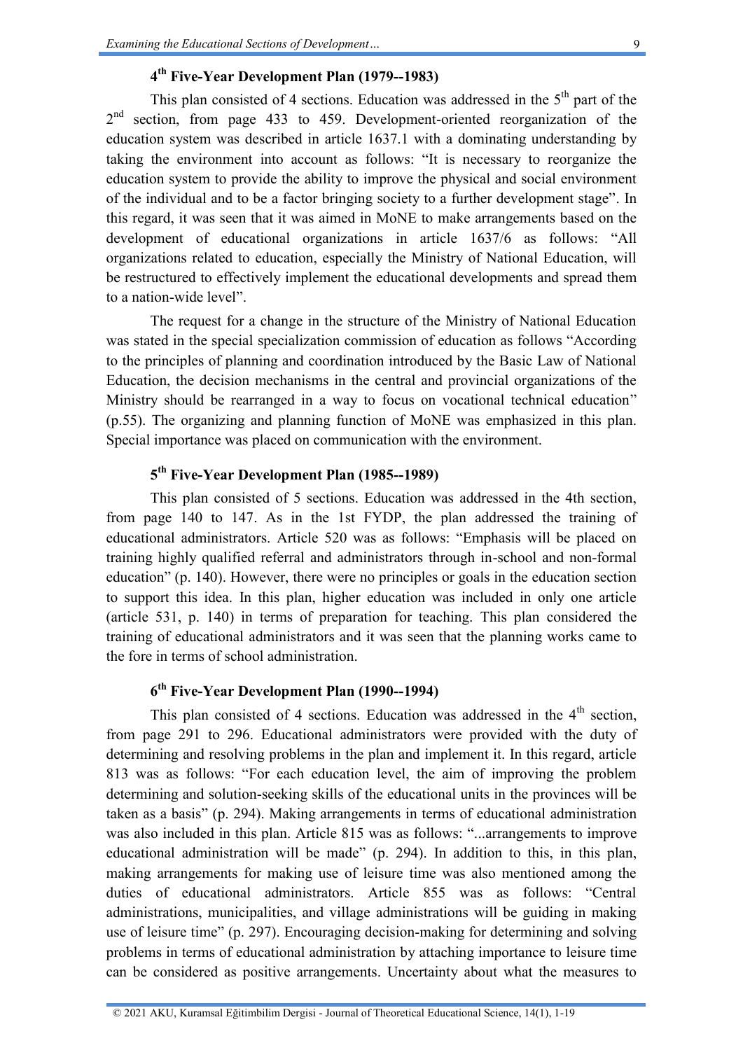### 4th Five-Year Development Plan (1979--1983)

This plan consisted of 4 sections. Education was addressed in the 5th part of the 2nd section, from page 433 to 459. Development-oriented reorganization of the education system was described in article 1637.1 with a dominating understanding by taking the environment into account as follows: "It is necessary to reorganize the education system to provide the ability to improve the physical and social environment of the individual and to be a factor bringing society to a further development stage". In this regard, it was seen that it was aimed in MoNE to make arrangements based on the development of educational organizations in article 1637/6 as follows: "All organizations related to education, especially the Ministry of National Education, will be restructured to effectively implement the educational developments and spread them to a nation-wide level".

The request for a change in the structure of the Ministry of National Education was stated in the special specialization commission of education as follows "According to the principles of planning and coordination introduced by the Basic Law of National Education, the decision mechanisms in the central and provincial organizations of the Ministry should be rearranged in a way to focus on vocational technical education" (p.55). The organizing and planning function of MoNE was emphasized in this plan. Special importance was placed on communication with the environment.

### 5th Five-Year Development Plan (1985--1989)

This plan consisted of 5 sections. Education was addressed in the 4th section, from page 140 to 147. As in the 1st FYDP, the plan addressed the training of educational administrators. Article 520 was as follows: "Emphasis will be placed on training highly qualified referral and administrators through in-school and non-formal education" (p. 140). However, there were no principles or goals in the education section to support this idea. In this plan, higher education was included in only one article (article 531, p. 140) in terms of preparation for teaching. This plan considered the training of educational administrators and it was seen that the planning works came to the fore in terms of school administration.

### 6th Five-Year Development Plan (1990--1994)

This plan consisted of 4 sections. Education was addressed in the 4th section, from page 291 to 296. Educational administrators were provided with the duty of determining and resolving problems in the plan and implement it. In this regard, article 813 was as follows: "For each education level, the aim of improving the problem determining and solution-seeking skills of the educational units in the provinces will be taken as a basis" (p. 294). Making arrangements in terms of educational administration was also included in this plan. Article 815 was as follows: "...arrangements to improve educational administration will be made" (p. 294). In addition to this, in this plan, making arrangements for making use of leisure time was also mentioned among the duties of educational administrators. Article 855 was as follows: "Central administrations, municipalities, and village administrations will be guiding in making use of leisure time" (p. 297). Encouraging decision-making for determining and solving problems in terms of educational administration by attaching importance to leisure time can be considered as positive arrangements. Uncertainty about what the measures to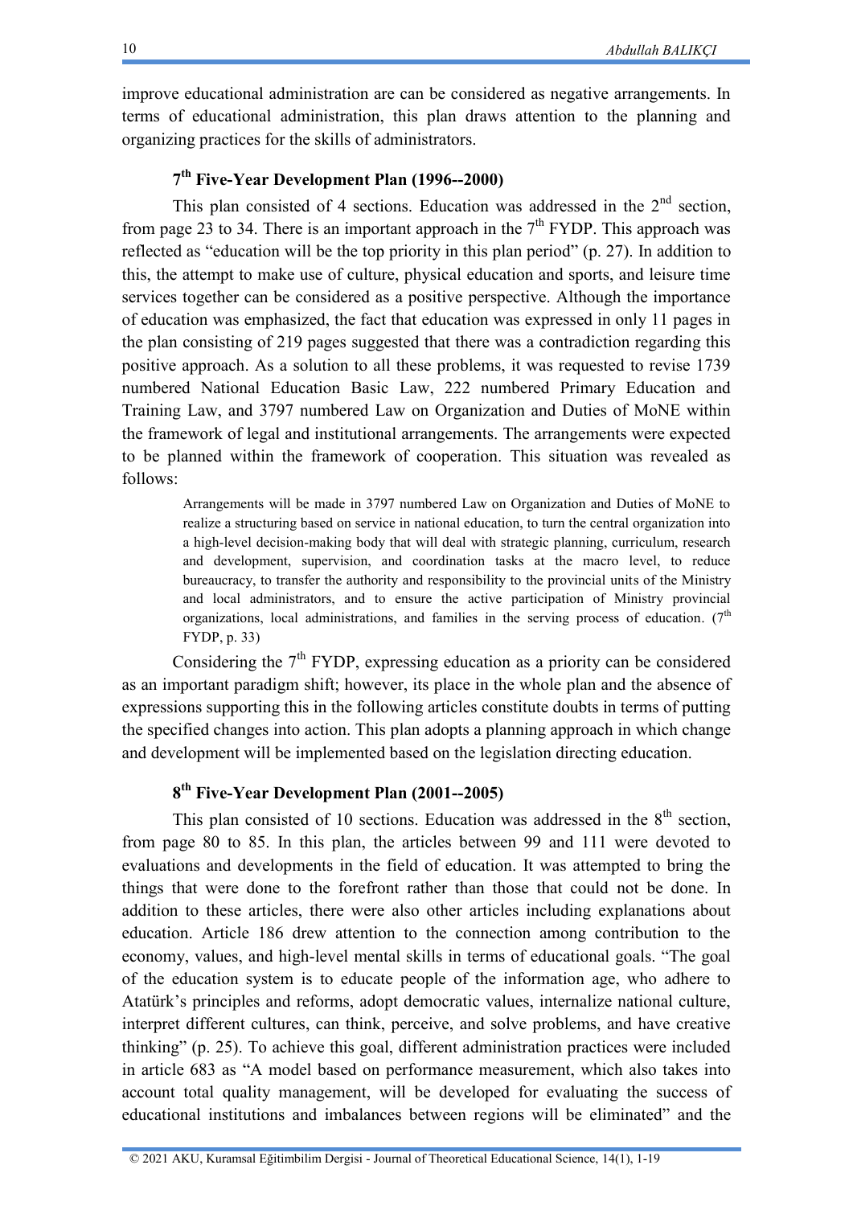improve educational administration are can be considered as negative arrangements. In terms of educational administration, this plan draws attention to the planning and organizing practices for the skills of administrators.

### 7th Five-Year Development Plan (1996--2000)

This plan consisted of 4 sections. Education was addressed in the 2nd section, from page 23 to 34. There is an important approach in the 7th FYDP. This approach was reflected as "education will be the top priority in this plan period" (p. 27). In addition to this, the attempt to make use of culture, physical education and sports, and leisure time services together can be considered as a positive perspective. Although the importance of education was emphasized, the fact that education was expressed in only 11 pages in the plan consisting of 219 pages suggested that there was a contradiction regarding this positive approach. As a solution to all these problems, it was requested to revise 1739 numbered National Education Basic Law, 222 numbered Primary Education and Training Law, and 3797 numbered Law on Organization and Duties of MoNE within the framework of legal and institutional arrangements. The arrangements were expected to be planned within the framework of cooperation. This situation was revealed as follows:

> Arrangements will be made in 3797 numbered Law on Organization and Duties of MoNE to realize a structuring based on service in national education, to turn the central organization into a high-level decision-making body that will deal with strategic planning, curriculum, research and development, supervision, and coordination tasks at the macro level, to reduce bureaucracy, to transfer the authority and responsibility to the provincial units of the Ministry and local administrators, and to ensure the active participation of Ministry provincial organizations, local administrations, and families in the serving process of education. (7th FYDP, p. 33)

Considering the 7th FYDP, expressing education as a priority can be considered as an important paradigm shift; however, its place in the whole plan and the absence of expressions supporting this in the following articles constitute doubts in terms of putting the specified changes into action. This plan adopts a planning approach in which change and development will be implemented based on the legislation directing education.

### 8th Five-Year Development Plan (2001--2005)

This plan consisted of 10 sections. Education was addressed in the 8th section, from page 80 to 85. In this plan, the articles between 99 and 111 were devoted to evaluations and developments in the field of education. It was attempted to bring the things that were done to the forefront rather than those that could not be done. In addition to these articles, there were also other articles including explanations about education. Article 186 drew attention to the connection among contribution to the economy, values, and high-level mental skills in terms of educational goals. "The goal of the education system is to educate people of the information age, who adhere to Atatürk's principles and reforms, adopt democratic values, internalize national culture, interpret different cultures, can think, perceive, and solve problems, and have creative thinking" (p. 25). To achieve this goal, different administration practices were included in article 683 as "A model based on performance measurement, which also takes into account total quality management, will be developed for evaluating the success of educational institutions and imbalances between regions will be eliminated" and the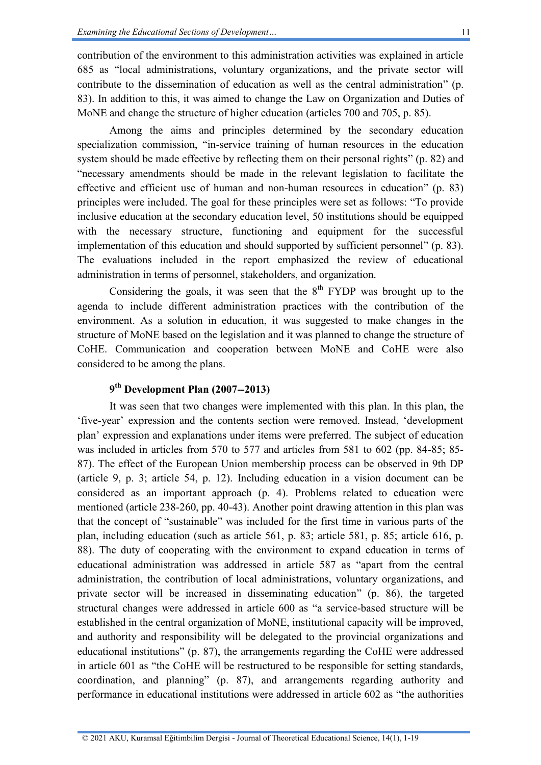contribution of the environment to this administration activities was explained in article 685 as "local administrations, voluntary organizations, and the private sector will contribute to the dissemination of education as well as the central administration" (p. 83). In addition to this, it was aimed to change the Law on Organization and Duties of MoNE and change the structure of higher education (articles 700 and 705, p. 85).

Among the aims and principles determined by the secondary education specialization commission, "in-service training of human resources in the education system should be made effective by reflecting them on their personal rights" (p. 82) and "necessary amendments should be made in the relevant legislation to facilitate the effective and efficient use of human and non-human resources in education" (p. 83) principles were included. The goal for these principles were set as follows: "To provide inclusive education at the secondary education level, 50 institutions should be equipped with the necessary structure, functioning and equipment for the successful implementation of this education and should supported by sufficient personnel" (p. 83). The evaluations included in the report emphasized the review of educational administration in terms of personnel, stakeholders, and organization.

Considering the goals, it was seen that the 8th FYDP was brought up to the agenda to include different administration practices with the contribution of the environment. As a solution in education, it was suggested to make changes in the structure of MoNE based on the legislation and it was planned to change the structure of CoHE. Communication and cooperation between MoNE and CoHE were also considered to be among the plans.

### 9th Development Plan (2007--2013)

It was seen that two changes were implemented with this plan. In this plan, the 'five-year' expression and the contents section were removed. Instead, 'development plan' expression and explanations under items were preferred. The subject of education was included in articles from 570 to 577 and articles from 581 to 602 (pp. 84-85; 85-87). The effect of the European Union membership process can be observed in 9th DP (article 9, p. 3; article 54, p. 12). Including education in a vision document can be considered as an important approach (p. 4). Problems related to education were mentioned (article 238-260, pp. 40-43). Another point drawing attention in this plan was that the concept of "sustainable" was included for the first time in various parts of the plan, including education (such as article 561, p. 83; article 581, p. 85; article 616, p. 88). The duty of cooperating with the environment to expand education in terms of educational administration was addressed in article 587 as "apart from the central administration, the contribution of local administrations, voluntary organizations, and private sector will be increased in disseminating education" (p. 86), the targeted structural changes were addressed in article 600 as "a service-based structure will be established in the central organization of MoNE, institutional capacity will be improved, and authority and responsibility will be delegated to the provincial organizations and educational institutions" (p. 87), the arrangements regarding the CoHE were addressed in article 601 as "the CoHE will be restructured to be responsible for setting standards, coordination, and planning" (p. 87), and arrangements regarding authority and performance in educational institutions were addressed in article 602 as "the authorities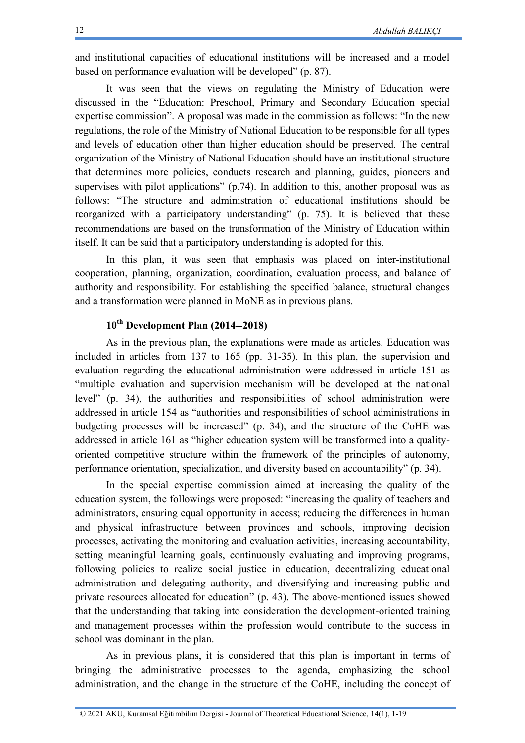and institutional capacities of educational institutions will be increased and a model based on performance evaluation will be developed" (p. 87).

It was seen that the views on regulating the Ministry of Education were discussed in the "Education: Preschool, Primary and Secondary Education special expertise commission". A proposal was made in the commission as follows: "In the new regulations, the role of the Ministry of National Education to be responsible for all types and levels of education other than higher education should be preserved. The central organization of the Ministry of National Education should have an institutional structure that determines more policies, conducts research and planning, guides, pioneers and supervises with pilot applications" (p.74). In addition to this, another proposal was as follows: "The structure and administration of educational institutions should be reorganized with a participatory understanding" (p. 75). It is believed that these recommendations are based on the transformation of the Ministry of Education within itself. It can be said that a participatory understanding is adopted for this.

In this plan, it was seen that emphasis was placed on inter-institutional cooperation, planning, organization, coordination, evaluation process, and balance of authority and responsibility. For establishing the specified balance, structural changes and a transformation were planned in MoNE as in previous plans.

### 10th Development Plan (2014--2018)

As in the previous plan, the explanations were made as articles. Education was included in articles from 137 to 165 (pp. 31-35). In this plan, the supervision and evaluation regarding the educational administration were addressed in article 151 as "multiple evaluation and supervision mechanism will be developed at the national level" (p. 34), the authorities and responsibilities of school administration were addressed in article 154 as "authorities and responsibilities of school administrations in budgeting processes will be increased" (p. 34), and the structure of the CoHE was addressed in article 161 as "higher education system will be transformed into a quality-oriented competitive structure within the framework of the principles of autonomy, performance orientation, specialization, and diversity based on accountability" (p. 34).

In the special expertise commission aimed at increasing the quality of the education system, the followings were proposed: "increasing the quality of teachers and administrators, ensuring equal opportunity in access; reducing the differences in human and physical infrastructure between provinces and schools, improving decision processes, activating the monitoring and evaluation activities, increasing accountability, setting meaningful learning goals, continuously evaluating and improving programs, following policies to realize social justice in education, decentralizing educational administration and delegating authority, and diversifying and increasing public and private resources allocated for education" (p. 43). The above-mentioned issues showed that the understanding that taking into consideration the development-oriented training and management processes within the profession would contribute to the success in school was dominant in the plan.

As in previous plans, it is considered that this plan is important in terms of bringing the administrative processes to the agenda, emphasizing the school administration, and the change in the structure of the CoHE, including the concept of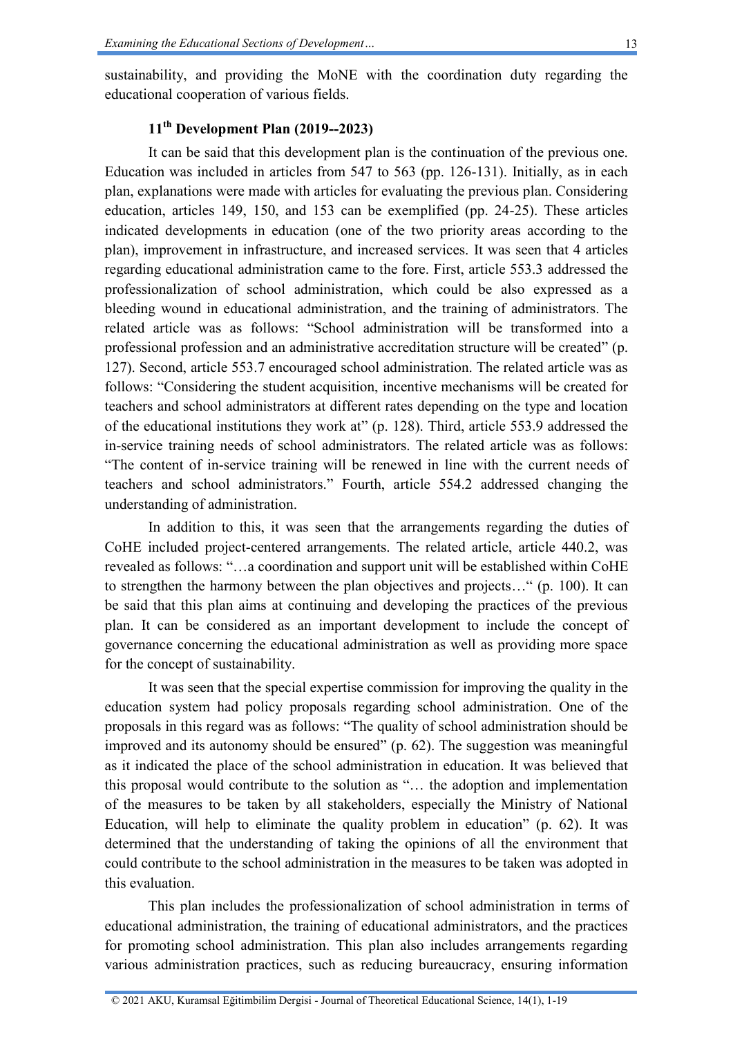sustainability, and providing the MoNE with the coordination duty regarding the educational cooperation of various fields.

### 11th Development Plan (2019--2023)

It can be said that this development plan is the continuation of the previous one. Education was included in articles from 547 to 563 (pp. 126-131). Initially, as in each plan, explanations were made with articles for evaluating the previous plan. Considering education, articles 149, 150, and 153 can be exemplified (pp. 24-25). These articles indicated developments in education (one of the two priority areas according to the plan), improvement in infrastructure, and increased services. It was seen that 4 articles regarding educational administration came to the fore. First, article 553.3 addressed the professionalization of school administration, which could be also expressed as a bleeding wound in educational administration, and the training of administrators. The related article was as follows: "School administration will be transformed into a professional profession and an administrative accreditation structure will be created" (p. 127). Second, article 553.7 encouraged school administration. The related article was as follows: "Considering the student acquisition, incentive mechanisms will be created for teachers and school administrators at different rates depending on the type and location of the educational institutions they work at" (p. 128). Third, article 553.9 addressed the in-service training needs of school administrators. The related article was as follows: "The content of in-service training will be renewed in line with the current needs of teachers and school administrators." Fourth, article 554.2 addressed changing the understanding of administration.

In addition to this, it was seen that the arrangements regarding the duties of CoHE included project-centered arrangements. The related article, article 440.2, was revealed as follows: "…a coordination and support unit will be established within CoHE to strengthen the harmony between the plan objectives and projects…" (p. 100). It can be said that this plan aims at continuing and developing the practices of the previous plan. It can be considered as an important development to include the concept of governance concerning the educational administration as well as providing more space for the concept of sustainability.

It was seen that the special expertise commission for improving the quality in the education system had policy proposals regarding school administration. One of the proposals in this regard was as follows: "The quality of school administration should be improved and its autonomy should be ensured" (p. 62). The suggestion was meaningful as it indicated the place of the school administration in education. It was believed that this proposal would contribute to the solution as "… the adoption and implementation of the measures to be taken by all stakeholders, especially the Ministry of National Education, will help to eliminate the quality problem in education" (p. 62). It was determined that the understanding of taking the opinions of all the environment that could contribute to the school administration in the measures to be taken was adopted in this evaluation.

This plan includes the professionalization of school administration in terms of educational administration, the training of educational administrators, and the practices for promoting school administration. This plan also includes arrangements regarding various administration practices, such as reducing bureaucracy, ensuring information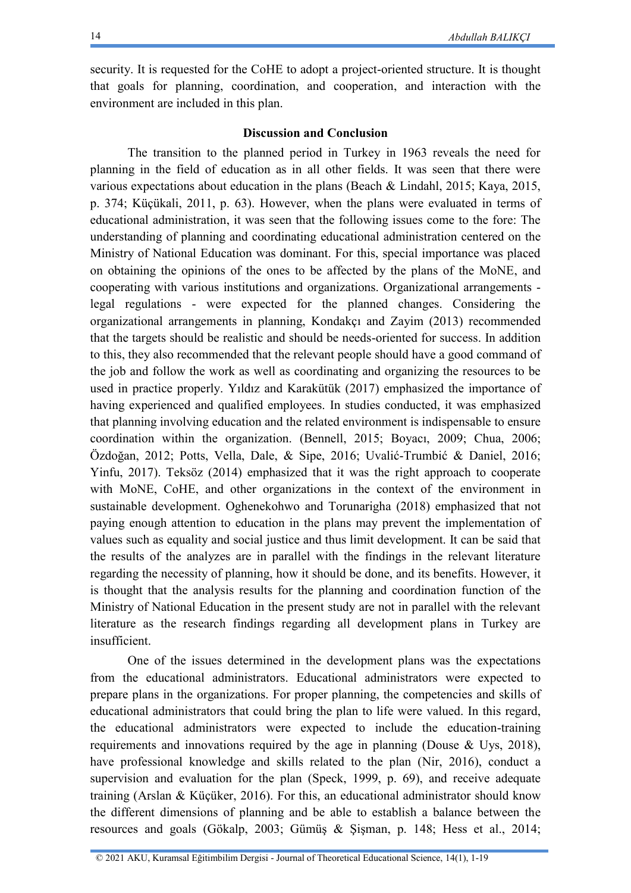security. It is requested for the CoHE to adopt a project-oriented structure. It is thought that goals for planning, coordination, and cooperation, and interaction with the environment are included in this plan.

## Discussion and Conclusion

The transition to the planned period in Turkey in 1963 reveals the need for planning in the field of education as in all other fields. It was seen that there were various expectations about education in the plans (Beach & Lindahl, 2015; Kaya, 2015, p. 374; Küçükali, 2011, p. 63). However, when the plans were evaluated in terms of educational administration, it was seen that the following issues come to the fore: The understanding of planning and coordinating educational administration centered on the Ministry of National Education was dominant. For this, special importance was placed on obtaining the opinions of the ones to be affected by the plans of the MoNE, and cooperating with various institutions and organizations. Organizational arrangements - legal regulations - were expected for the planned changes. Considering the organizational arrangements in planning, Kondakçı and Zayim (2013) recommended that the targets should be realistic and should be needs-oriented for success. In addition to this, they also recommended that the relevant people should have a good command of the job and follow the work as well as coordinating and organizing the resources to be used in practice properly. Yıldız and Karakütük (2017) emphasized the importance of having experienced and qualified employees. In studies conducted, it was emphasized that planning involving education and the related environment is indispensable to ensure coordination within the organization. (Bennell, 2015; Boyacı, 2009; Chua, 2006; Özdoğan, 2012; Potts, Vella, Dale, & Sipe, 2016; Uvalić-Trumbić & Daniel, 2016; Yinfu, 2017). Teksöz (2014) emphasized that it was the right approach to cooperate with MoNE, CoHE, and other organizations in the context of the environment in sustainable development. Oghenekohwo and Torunarigha (2018) emphasized that not paying enough attention to education in the plans may prevent the implementation of values such as equality and social justice and thus limit development. It can be said that the results of the analyzes are in parallel with the findings in the relevant literature regarding the necessity of planning, how it should be done, and its benefits. However, it is thought that the analysis results for the planning and coordination function of the Ministry of National Education in the present study are not in parallel with the relevant literature as the research findings regarding all development plans in Turkey are insufficient.

One of the issues determined in the development plans was the expectations from the educational administrators. Educational administrators were expected to prepare plans in the organizations. For proper planning, the competencies and skills of educational administrators that could bring the plan to life were valued. In this regard, the educational administrators were expected to include the education-training requirements and innovations required by the age in planning (Douse & Uys, 2018), have professional knowledge and skills related to the plan (Nir, 2016), conduct a supervision and evaluation for the plan (Speck, 1999, p. 69), and receive adequate training (Arslan & Küçüker, 2016). For this, an educational administrator should know the different dimensions of planning and be able to establish a balance between the resources and goals (Gökalp, 2003; Gümüş & Şişman, p. 148; Hess et al., 2014;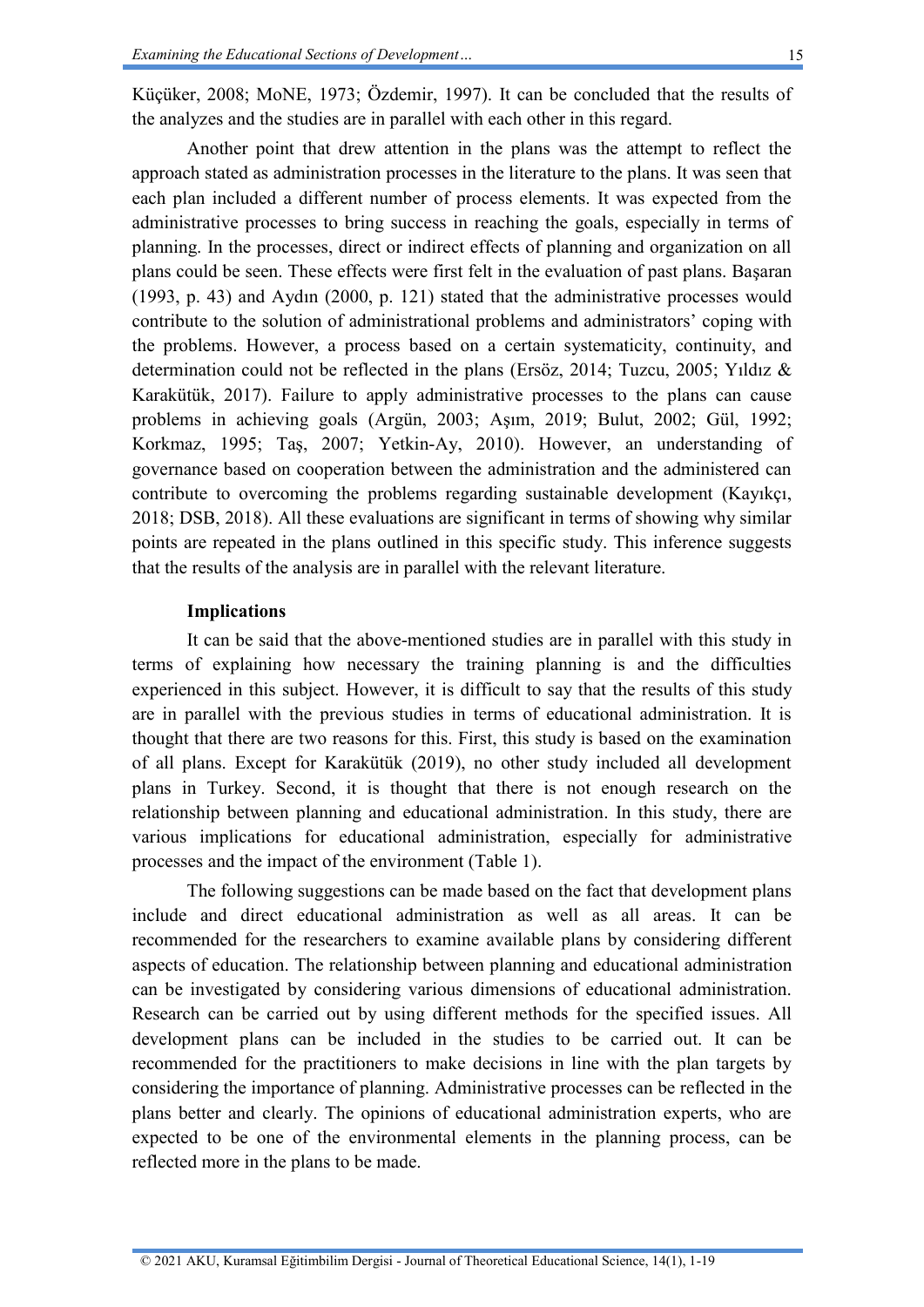Küçüker, 2008; MoNE, 1973; Özdemir, 1997). It can be concluded that the results of the analyzes and the studies are in parallel with each other in this regard.

Another point that drew attention in the plans was the attempt to reflect the approach stated as administration processes in the literature to the plans. It was seen that each plan included a different number of process elements. It was expected from the administrative processes to bring success in reaching the goals, especially in terms of planning. In the processes, direct or indirect effects of planning and organization on all plans could be seen. These effects were first felt in the evaluation of past plans. Başaran (1993, p. 43) and Aydın (2000, p. 121) stated that the administrative processes would contribute to the solution of administrational problems and administrators' coping with the problems. However, a process based on a certain systematicity, continuity, and determination could not be reflected in the plans (Ersöz, 2014; Tuzcu, 2005; Yıldız & Karakütük, 2017). Failure to apply administrative processes to the plans can cause problems in achieving goals (Argün, 2003; Aşım, 2019; Bulut, 2002; Gül, 1992; Korkmaz, 1995; Taş, 2007; Yetkin-Ay, 2010). However, an understanding of governance based on cooperation between the administration and the administered can contribute to overcoming the problems regarding sustainable development (Kayıkçı, 2018; DSB, 2018). All these evaluations are significant in terms of showing why similar points are repeated in the plans outlined in this specific study. This inference suggests that the results of the analysis are in parallel with the relevant literature.

**Implications**

It can be said that the above-mentioned studies are in parallel with this study in terms of explaining how necessary the training planning is and the difficulties experienced in this subject. However, it is difficult to say that the results of this study are in parallel with the previous studies in terms of educational administration. It is thought that there are two reasons for this. First, this study is based on the examination of all plans. Except for Karakütük (2019), no other study included all development plans in Turkey. Second, it is thought that there is not enough research on the relationship between planning and educational administration. In this study, there are various implications for educational administration, especially for administrative processes and the impact of the environment (Table 1).

The following suggestions can be made based on the fact that development plans include and direct educational administration as well as all areas. It can be recommended for the researchers to examine available plans by considering different aspects of education. The relationship between planning and educational administration can be investigated by considering various dimensions of educational administration. Research can be carried out by using different methods for the specified issues. All development plans can be included in the studies to be carried out. It can be recommended for the practitioners to make decisions in line with the plan targets by considering the importance of planning. Administrative processes can be reflected in the plans better and clearly. The opinions of educational administration experts, who are expected to be one of the environmental elements in the planning process, can be reflected more in the plans to be made.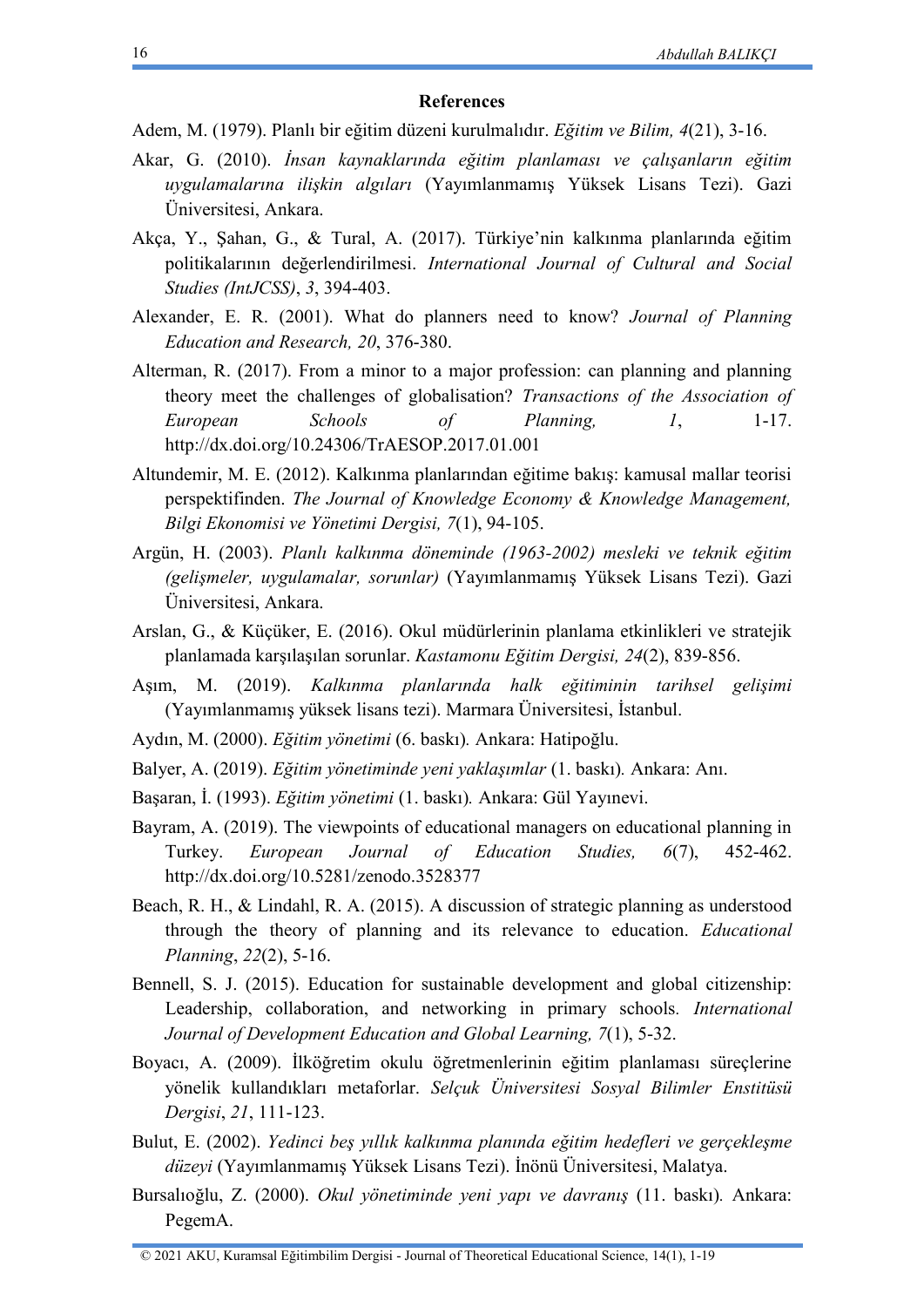## References

Adem, M. (1979). Planlı bir eğitim düzeni kurulmalıdır. *Eğitim ve Bilim, 4*(21), 3-16.

Akar, G. (2010). *İnsan kaynaklarında eğitim planlaması ve çalışanların eğitim uygulamalarına ilişkin algıları* (Yayımlanmamış Yüksek Lisans Tezi). Gazi Üniversitesi, Ankara.

Akça, Y., Şahan, G., & Tural, A. (2017). Türkiye'nin kalkınma planlarında eğitim politikalarının değerlendirilmesi. *International Journal of Cultural and Social Studies (IntJCSS)*, *3*, 394-403.

Alexander, E. R. (2001). What do planners need to know? *Journal of Planning Education and Research, 20*, 376-380.

Alterman, R. (2017). From a minor to a major profession: can planning and planning theory meet the challenges of globalisation? *Transactions of the Association of European Schools of Planning, 1*, 1-17. http://dx.doi.org/10.24306/TrAESOP.2017.01.001

Altundemir, M. E. (2012). Kalkınma planlarından eğitime bakış: kamusal mallar teorisi perspektifinden. *The Journal of Knowledge Economy & Knowledge Management, Bilgi Ekonomisi ve Yönetimi Dergisi, 7*(1), 94-105.

Argün, H. (2003). *Planlı kalkınma döneminde (1963-2002) mesleki ve teknik eğitim (gelişmeler, uygulamalar, sorunlar)* (Yayımlanmamış Yüksek Lisans Tezi). Gazi Üniversitesi, Ankara.

Arslan, G., & Küçüker, E. (2016). Okul müdürlerinin planlama etkinlikleri ve stratejik planlamada karşılaşılan sorunlar. *Kastamonu Eğitim Dergisi, 24*(2), 839-856.

Aşım, M. (2019). *Kalkınma planlarında halk eğitiminin tarihsel gelişimi* (Yayımlanmamış yüksek lisans tezi). Marmara Üniversitesi, İstanbul.

Aydın, M. (2000). *Eğitim yönetimi* (6. baskı)*.* Ankara: Hatipoğlu.

Balyer, A. (2019). *Eğitim yönetiminde yeni yaklaşımlar* (1. baskı)*.* Ankara: Anı.

Başaran, İ. (1993). *Eğitim yönetimi* (1. baskı)*.* Ankara: Gül Yayınevi.

Bayram, A. (2019). The viewpoints of educational managers on educational planning in Turkey. *European Journal of Education Studies, 6*(7), 452-462. http://dx.doi.org/10.5281/zenodo.3528377

Beach, R. H., & Lindahl, R. A. (2015). A discussion of strategic planning as understood through the theory of planning and its relevance to education. *Educational Planning*, *22*(2), 5-16.

Bennell, S. J. (2015). Education for sustainable development and global citizenship: Leadership, collaboration, and networking in primary schools. *International Journal of Development Education and Global Learning, 7*(1), 5-32.

Boyacı, A. (2009). İlköğretim okulu öğretmenlerinin eğitim planlaması süreçlerine yönelik kullandıkları metaforlar. *Selçuk Üniversitesi Sosyal Bilimler Enstitüsü Dergisi*, *21*, 111-123.

Bulut, E. (2002). *Yedinci beş yıllık kalkınma planında eğitim hedefleri ve gerçekleşme düzeyi* (Yayımlanmamış Yüksek Lisans Tezi). İnönü Üniversitesi, Malatya.

Bursalıoğlu, Z. (2000). *Okul yönetiminde yeni yapı ve davranış* (11. baskı)*.* Ankara: PegemA.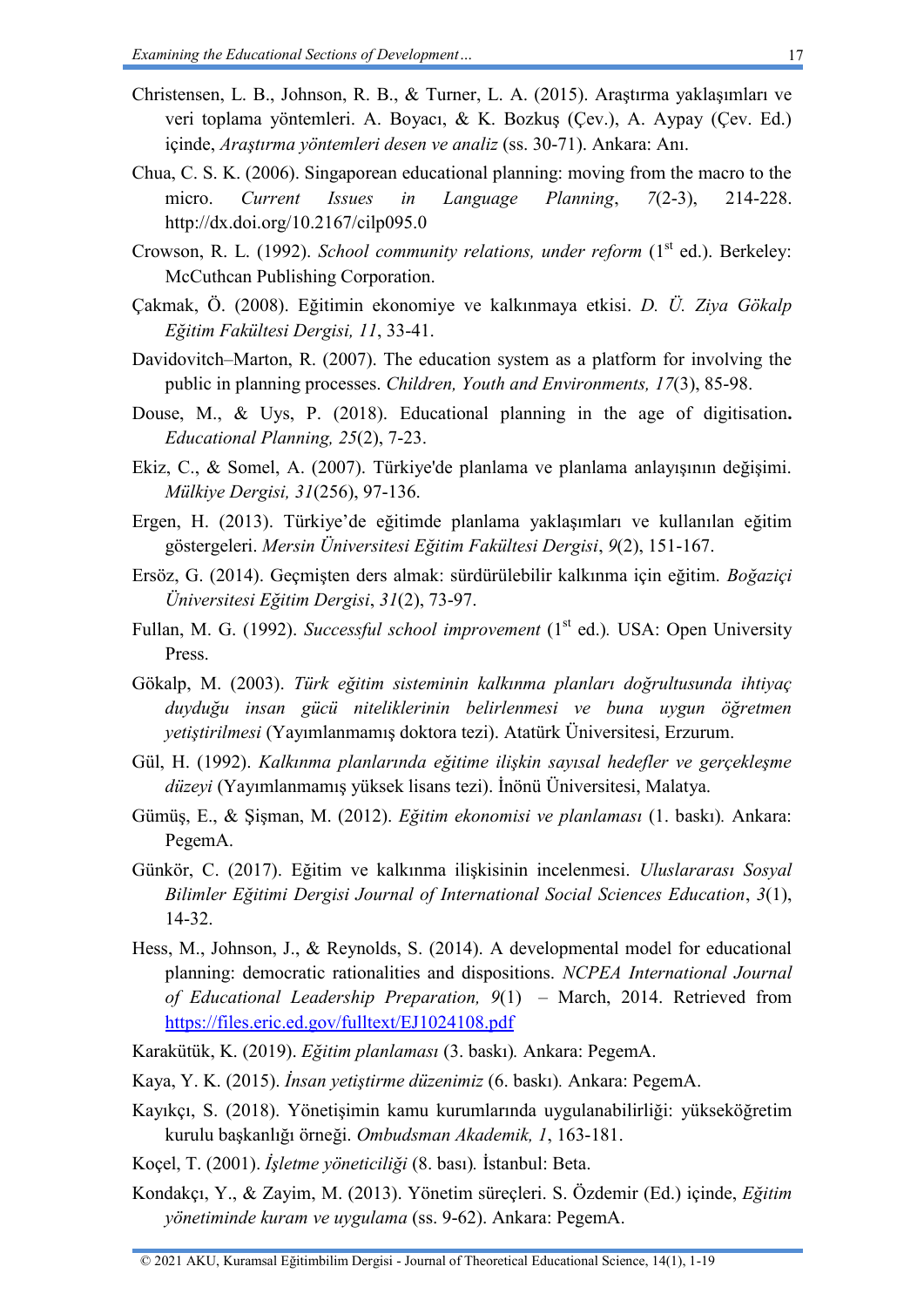Christensen, L. B., Johnson, R. B., & Turner, L. A. (2015). Araştırma yaklaşımları ve veri toplama yöntemleri. A. Boyacı, & K. Bozkuş (Çev.), A. Aypay (Çev. Ed.) içinde, *Araştırma yöntemleri desen ve analiz* (ss. 30-71). Ankara: Anı.

Chua, C. S. K. (2006). Singaporean educational planning: moving from the macro to the micro. *Current Issues in Language Planning*, *7*(2-3), 214-228. http://dx.doi.org/10.2167/cilp095.0

Crowson, R. L. (1992). *School community relations, under reform* (1st ed.). Berkeley: McCuthcan Publishing Corporation.

Çakmak, Ö. (2008). Eğitimin ekonomiye ve kalkınmaya etkisi. *D. Ü. Ziya Gökalp Eğitim Fakültesi Dergisi, 11*, 33-41.

Davidovitch–Marton, R. (2007). The education system as a platform for involving the public in planning processes. *Children, Youth and Environments, 17*(3), 85-98.

Douse, M., & Uys, P. (2018). Educational planning in the age of digitisation**.** *Educational Planning, 25*(2), 7-23.

Ekiz, C., & Somel, A. (2007). Türkiye'de planlama ve planlama anlayışının değişimi. *Mülkiye Dergisi, 31*(256), 97-136.

Ergen, H. (2013). Türkiye'de eğitimde planlama yaklaşımları ve kullanılan eğitim göstergeleri. *Mersin Üniversitesi Eğitim Fakültesi Dergisi*, *9*(2), 151-167.

Ersöz, G. (2014). Geçmişten ders almak: sürdürülebilir kalkınma için eğitim. *Boğaziçi Üniversitesi Eğitim Dergisi*, *31*(2), 73-97.

Fullan, M. G. (1992). *Successful school improvement* (1st ed.)*.* USA: Open University Press.

Gökalp, M. (2003). *Türk eğitim sisteminin kalkınma planları doğrultusunda ihtiyaç duyduğu insan gücü niteliklerinin belirlenmesi ve buna uygun öğretmen yetiştirilmesi* (Yayımlanmamış doktora tezi). Atatürk Üniversitesi, Erzurum.

Gül, H. (1992). *Kalkınma planlarında eğitime ilişkin sayısal hedefler ve gerçekleşme düzeyi* (Yayımlanmamış yüksek lisans tezi). İnönü Üniversitesi, Malatya.

Gümüş, E., & Şişman, M. (2012). *Eğitim ekonomisi ve planlaması* (1. baskı)*.* Ankara: PegemA.

Günkör, C. (2017). Eğitim ve kalkınma ilişkisinin incelenmesi. *Uluslararası Sosyal Bilimler Eğitimi Dergisi Journal of International Social Sciences Education*, *3*(1), 14-32.

Hess, M., Johnson, J., & Reynolds, S. (2014). A developmental model for educational planning: democratic rationalities and dispositions. *NCPEA International Journal of Educational Leadership Preparation, 9*(1) – March, 2014. Retrieved from https://files.eric.ed.gov/fulltext/EJ1024108.pdf

Karakütük, K. (2019). *Eğitim planlaması* (3. baskı)*.* Ankara: PegemA.

Kaya, Y. K. (2015). *İnsan yetiştirme düzenimiz* (6. baskı)*.* Ankara: PegemA.

Kayıkçı, S. (2018). Yönetişimin kamu kurumlarında uygulanabilirliği: yükseköğretim kurulu başkanlığı örneği. *Ombudsman Akademik, 1*, 163-181.

Koçel, T. (2001). *İşletme yöneticiliği* (8. bası)*.* İstanbul: Beta.

Kondakçı, Y., & Zayim, M. (2013). Yönetim süreçleri. S. Özdemir (Ed.) içinde, *Eğitim yönetiminde kuram ve uygulama* (ss. 9-62). Ankara: PegemA.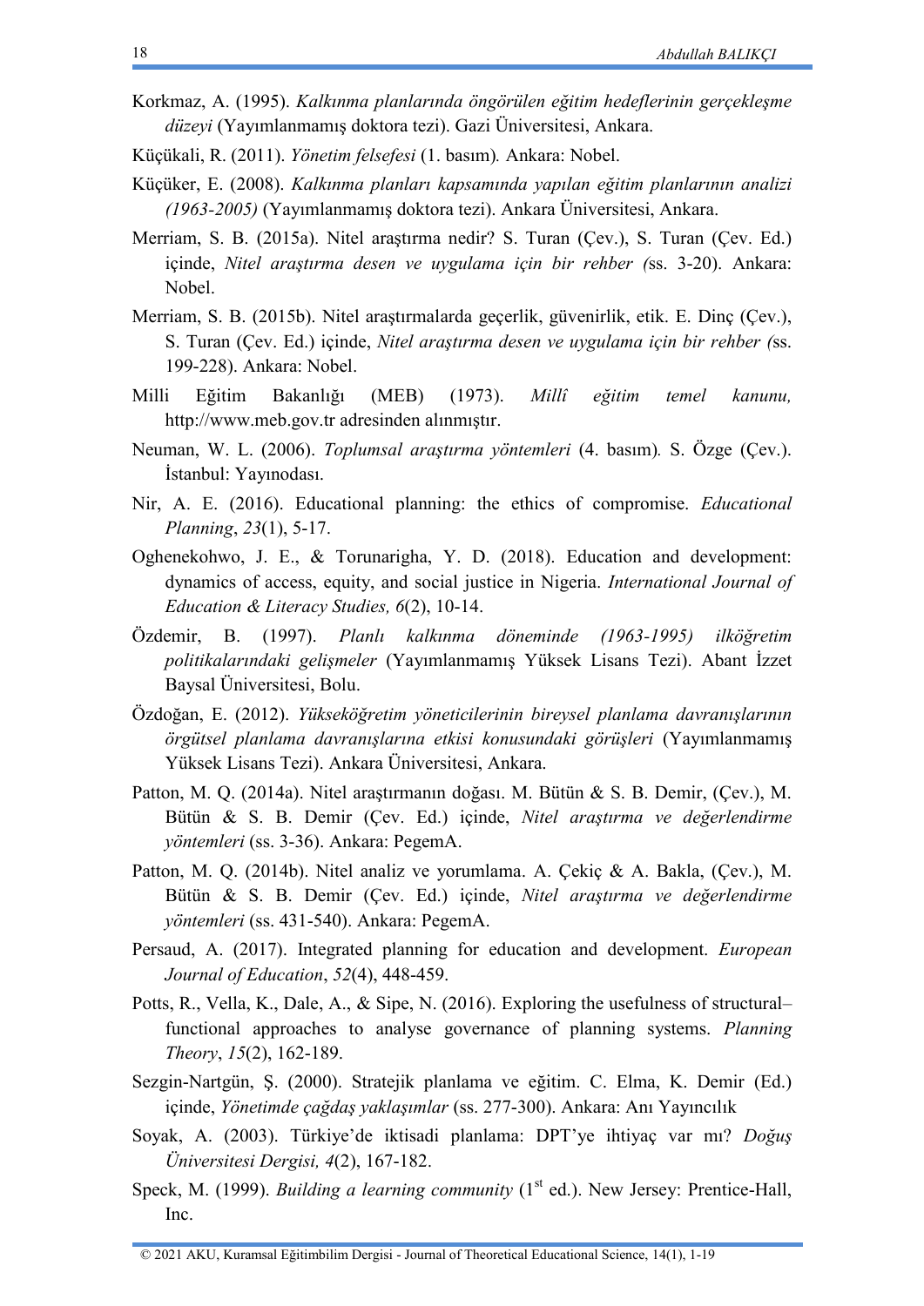Korkmaz, A. (1995). *Kalkınma planlarında öngörülen eğitim hedeflerinin gerçekleşme düzeyi* (Yayımlanmamış doktora tezi). Gazi Üniversitesi, Ankara.

Küçükali, R. (2011). *Yönetim felsefesi* (1. basım)*.* Ankara: Nobel.

Küçüker, E. (2008). *Kalkınma planları kapsamında yapılan eğitim planlarının analizi (1963-2005)* (Yayımlanmamış doktora tezi). Ankara Üniversitesi, Ankara.

Merriam, S. B. (2015a). Nitel araştırma nedir? S. Turan (Çev.), S. Turan (Çev. Ed.) içinde, *Nitel araştırma desen ve uygulama için bir rehber (*ss. 3-20). Ankara: Nobel.

Merriam, S. B. (2015b). Nitel araştırmalarda geçerlik, güvenirlik, etik. E. Dinç (Çev.), S. Turan (Çev. Ed.) içinde, *Nitel araştırma desen ve uygulama için bir rehber (*ss. 199-228). Ankara: Nobel.

Milli Eğitim Bakanlığı (MEB) (1973). *Millî eğitim temel kanunu,* http://www.meb.gov.tr adresinden alınmıştır.

Neuman, W. L. (2006). *Toplumsal araştırma yöntemleri* (4. basım)*.* S. Özge (Çev.). İstanbul: Yayınodası.

Nir, A. E. (2016). Educational planning: the ethics of compromise. *Educational Planning*, *23*(1), 5-17.

Oghenekohwo, J. E., & Torunarigha, Y. D. (2018). Education and development: dynamics of access, equity, and social justice in Nigeria. *International Journal of Education & Literacy Studies, 6*(2), 10-14.

Özdemir, B. (1997). *Planlı kalkınma döneminde (1963-1995) ilköğretim politikalarındaki gelişmeler* (Yayımlanmamış Yüksek Lisans Tezi). Abant İzzet Baysal Üniversitesi, Bolu.

Özdoğan, E. (2012). *Yükseköğretim yöneticilerinin bireysel planlama davranışlarının örgütsel planlama davranışlarına etkisi konusundaki görüşleri* (Yayımlanmamış Yüksek Lisans Tezi). Ankara Üniversitesi, Ankara.

Patton, M. Q. (2014a). Nitel araştırmanın doğası. M. Bütün & S. B. Demir, (Çev.), M. Bütün & S. B. Demir (Çev. Ed.) içinde, *Nitel araştırma ve değerlendirme yöntemleri* (ss. 3-36). Ankara: PegemA.

Patton, M. Q. (2014b). Nitel analiz ve yorumlama. A. Çekiç & A. Bakla, (Çev.), M. Bütün & S. B. Demir (Çev. Ed.) içinde, *Nitel araştırma ve değerlendirme yöntemleri* (ss. 431-540). Ankara: PegemA.

Persaud, A. (2017). Integrated planning for education and development. *European Journal of Education*, *52*(4), 448-459.

Potts, R., Vella, K., Dale, A., & Sipe, N. (2016). Exploring the usefulness of structural–functional approaches to analyse governance of planning systems. *Planning Theory*, *15*(2), 162-189.

Sezgin-Nartgün, Ş. (2000). Stratejik planlama ve eğitim. C. Elma, K. Demir (Ed.) içinde, *Yönetimde çağdaş yaklaşımlar* (ss. 277-300). Ankara: Anı Yayıncılık

Soyak, A. (2003). Türkiye'de iktisadi planlama: DPT'ye ihtiyaç var mı? *Doğuş Üniversitesi Dergisi, 4*(2), 167-182.

Speck, M. (1999). *Building a learning community* (1st ed.). New Jersey: Prentice-Hall, Inc.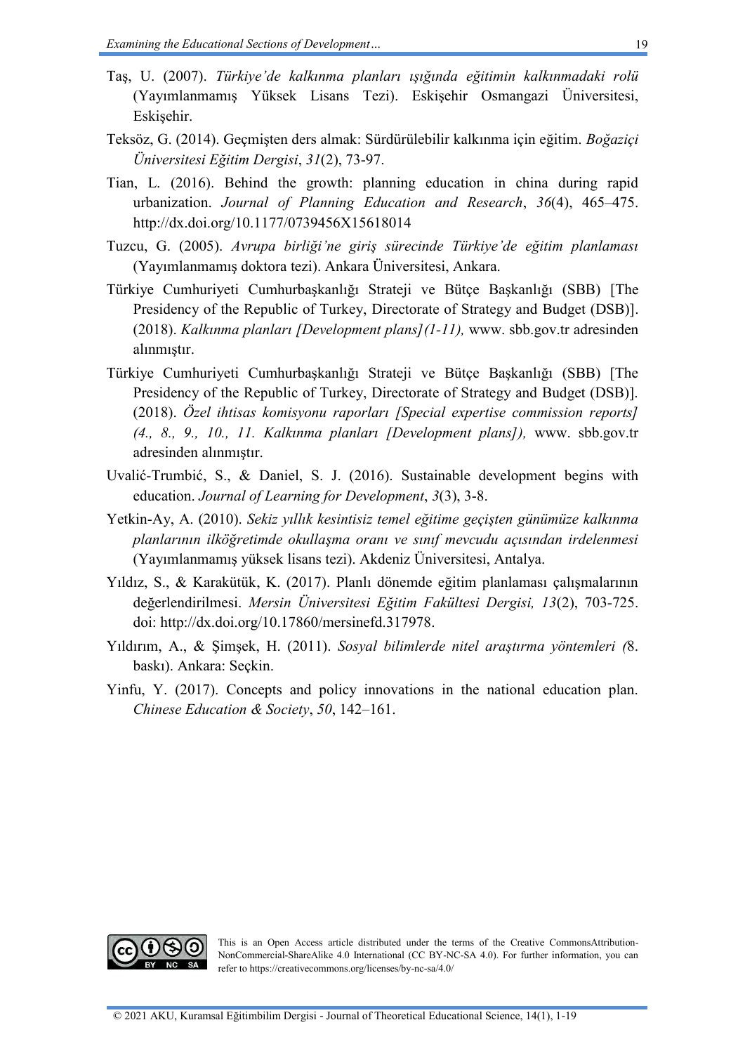Taş, U. (2007). *Türkiye'de kalkınma planları ışığında eğitimin kalkınmadaki rolü* (Yayımlanmamış Yüksek Lisans Tezi). Eskişehir Osmangazi Üniversitesi, Eskişehir.

Teksöz, G. (2014). Geçmişten ders almak: Sürdürülebilir kalkınma için eğitim. *Boğaziçi Üniversitesi Eğitim Dergisi*, *31*(2), 73-97.

Tian, L. (2016). Behind the growth: planning education in china during rapid urbanization. *Journal of Planning Education and Research*, *36*(4), 465–475. http://dx.doi.org/10.1177/0739456X15618014

Tuzcu, G. (2005). *Avrupa birliği'ne giriş sürecinde Türkiye'de eğitim planlaması* (Yayımlanmamış doktora tezi). Ankara Üniversitesi, Ankara.

Türkiye Cumhuriyeti Cumhurbaşkanlığı Strateji ve Bütçe Başkanlığı (SBB) [The Presidency of the Republic of Turkey, Directorate of Strategy and Budget (DSB)]. (2018). *Kalkınma planları [Development plans](1-11),* www. sbb.gov.tr adresinden alınmıştır.

Türkiye Cumhuriyeti Cumhurbaşkanlığı Strateji ve Bütçe Başkanlığı (SBB) [The Presidency of the Republic of Turkey, Directorate of Strategy and Budget (DSB)]. (2018). *Özel ihtisas komisyonu raporları [Special expertise commission reports] (4., 8., 9., 10., 11. Kalkınma planları [Development plans]),* www. sbb.gov.tr adresinden alınmıştır.

Uvalić-Trumbić, S., & Daniel, S. J. (2016). Sustainable development begins with education. *Journal of Learning for Development*, *3*(3), 3-8.

Yetkin-Ay, A. (2010). *Sekiz yıllık kesintisiz temel eğitime geçişten günümüze kalkınma planlarının ilköğretimde okullaşma oranı ve sınıf mevcudu açısından irdelenmesi* (Yayımlanmamış yüksek lisans tezi). Akdeniz Üniversitesi, Antalya.

Yıldız, S., & Karakütük, K. (2017). Planlı dönemde eğitim planlaması çalışmalarının değerlendirilmesi. *Mersin Üniversitesi Eğitim Fakültesi Dergisi, 13*(2), 703-725. doi: http://dx.doi.org/10.17860/mersinefd.317978.

Yıldırım, A., & Şimşek, H. (2011). *Sosyal bilimlerde nitel araştırma yöntemleri (*8. baskı). Ankara: Seçkin.

Yinfu, Y. (2017). Concepts and policy innovations in the national education plan. *Chinese Education & Society*, *50*, 142–161.

This is an Open Access article distributed under the terms of the Creative CommonsAttribution-NonCommercial-ShareAlike 4.0 International (CC BY-NC-SA 4.0). For further information, you can refer to https://creativecommons.org/licenses/by-nc-sa/4.0/